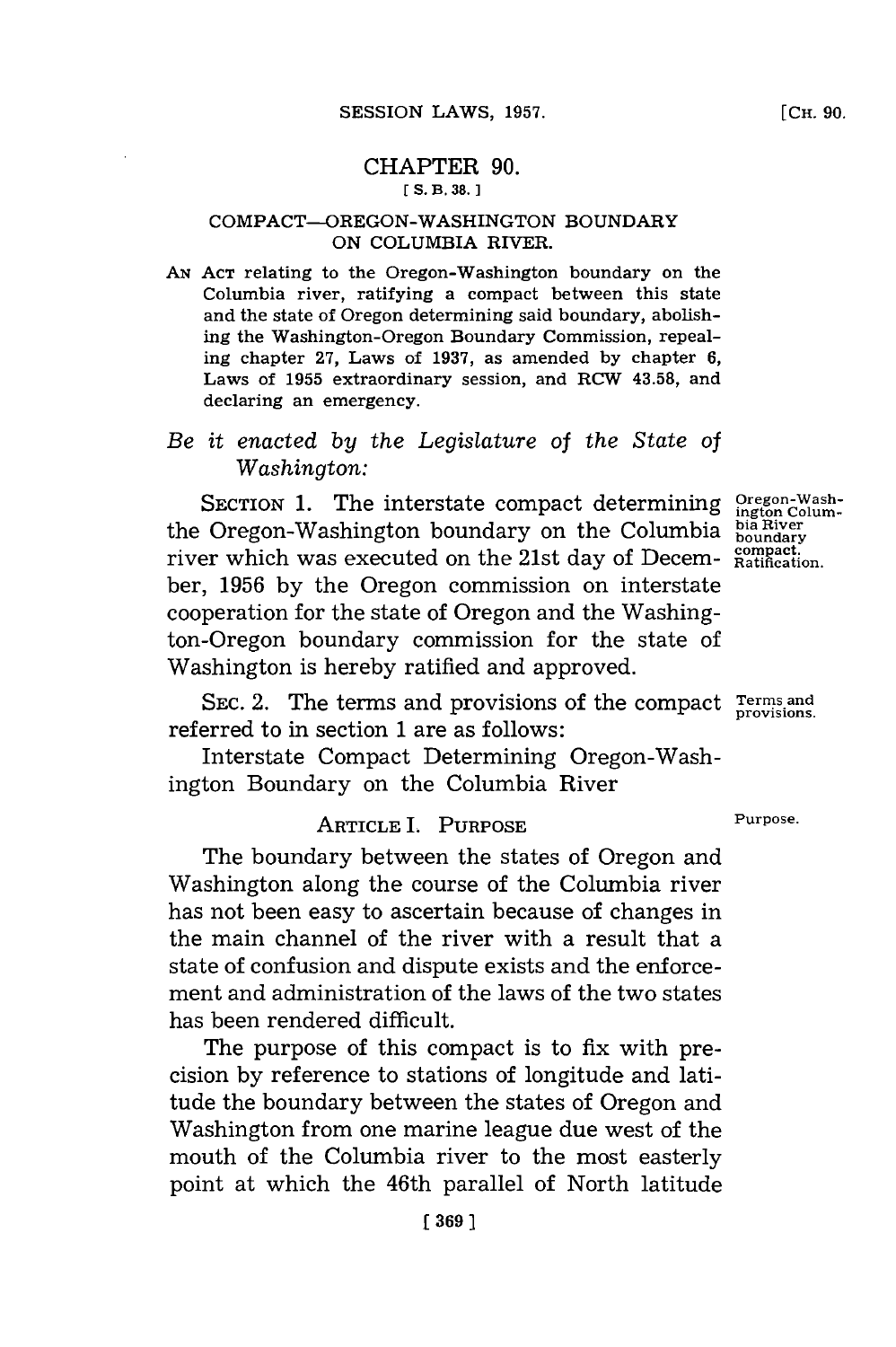# CHAPTER 90.

[ S. B. 38. ]

## COMPACT—OREGON-WASHINGTON BOUNDARY ON COLUMBIA RIVER.

AN ACT relating to the Oregon-Washington boundary on the Columbia river, ratifying a compact between this state and the state of Oregon determining said boundary, abolishing the Washington-Oregon Boundary Commission, repealing chapter 27, Laws of 1937, as amended by chapter 6, Laws of 1955 extraordinary session, and RCW 43.58, and declaring an emergency.

*Be it enacted by the Legislature of the State of Washington:*

Oregon-Washington Columbia River boundary compact. Ratification.

SECTION 1. The interstate compact determining the Oregon-Washington boundary on the Columbia river which was executed on the 21st day of December, 1956 by the Oregon commission on interstate cooperation for the state of Oregon and the Washington-Oregon boundary commission for the state of Washington is hereby ratified and approved.

Terms and provisions.

SEC. 2. The terms and provisions of the compact referred to in section 1 are as follows:

Interstate Compact Determining Oregon-Washington Boundary on the Columbia River

### ARTICLE I. PURPOSE

Purpose.

The boundary between the states of Oregon and Washington along the course of the Columbia river has not been easy to ascertain because of changes in the main channel of the river with a result that a state of confusion and dispute exists and the enforcement and administration of the laws of the two states has been rendered difficult.

The purpose of this compact is to fix with precision by reference to stations of longitude and latitude the boundary between the states of Oregon and Washington from one marine league due west of the mouth of the Columbia river to the most easterly point at which the 46th parallel of North latitude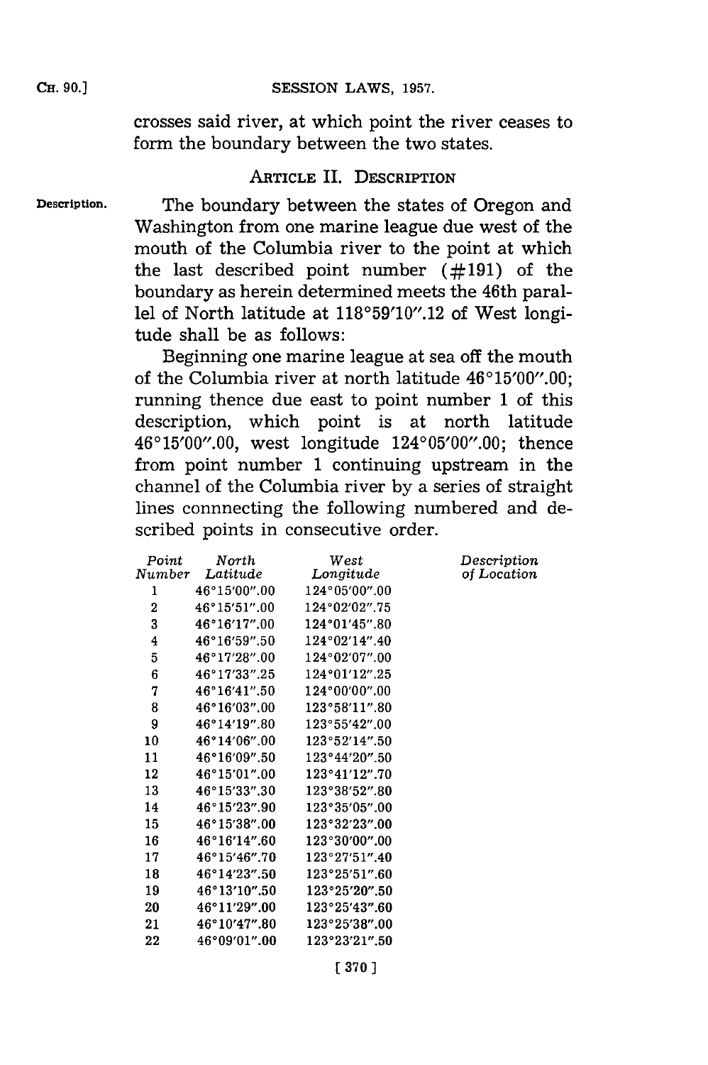crosses said river, at which point the river ceases to form the boundary between the two states.

## ARTICLE II. DESCRIPTION

**Description.** The boundary between the states of Oregon and Washington from one marine league due west of the mouth of the Columbia river to the point at which the last described point number (#191) of the boundary as herein determined meets the 46th parallel of North latitude at 118°59′10″.12 of West longitude shall be as follows:

Beginning one marine league at sea off the mouth of the Columbia river at north latitude 46°15′00″.00; running thence due east to point number 1 of this description, which point is at north latitude 46°15′00″.00, west longitude 124°05′00″.00; thence from point number 1 continuing upstream in the channel of the Columbia river by a series of straight lines connnecting the following numbered and described points in consecutive order.

| *Point Number* | *North Latitude* | *West Longitude* | *Description of Location* |
|---|---|---|---|
| 1 | 46°15′00″.00 | 124°05′00″.00 | |
| 2 | 46°15′51″.00 | 124°02′02″.75 | |
| 3 | 46°16′17″.00 | 124°01′45″.80 | |
| 4 | 46°16′59″.50 | 124°02′14″.40 | |
| 5 | 46°17′28″.00 | 124°02′07″.00 | |
| 6 | 46°17′33″.25 | 124°01′12″.25 | |
| 7 | 46°16′41″.50 | 124°00′00″.00 | |
| 8 | 46°16′03″.00 | 123°58′11″.80 | |
| 9 | 46°14′19″.80 | 123°55′42″.00 | |
| 10 | 46°14′06″.00 | 123°52′14″.50 | |
| 11 | 46°16′09″.50 | 123°44′20″.50 | |
| 12 | 46°15′01″.00 | 123°41′12″.70 | |
| 13 | 46°15′33″.30 | 123°38′52″.80 | |
| 14 | 46°15′23″.90 | 123°35′05″.00 | |
| 15 | 46°15′38″.00 | 123°32′23″.00 | |
| 16 | 46°16′14″.60 | 123°30′00″.00 | |
| 17 | 46°15′46″.70 | 123°27′51″.40 | |
| 18 | 46°14′23″.50 | 123°25′51″.60 | |
| 19 | 46°13′10″.50 | 123°25′20″.50 | |
| 20 | 46°11′29″.00 | 123°25′43″.60 | |
| 21 | 46°10′47″.80 | 123°25′38″.00 | |
| 22 | 46°09′01″.00 | 123°23′21″.50 | |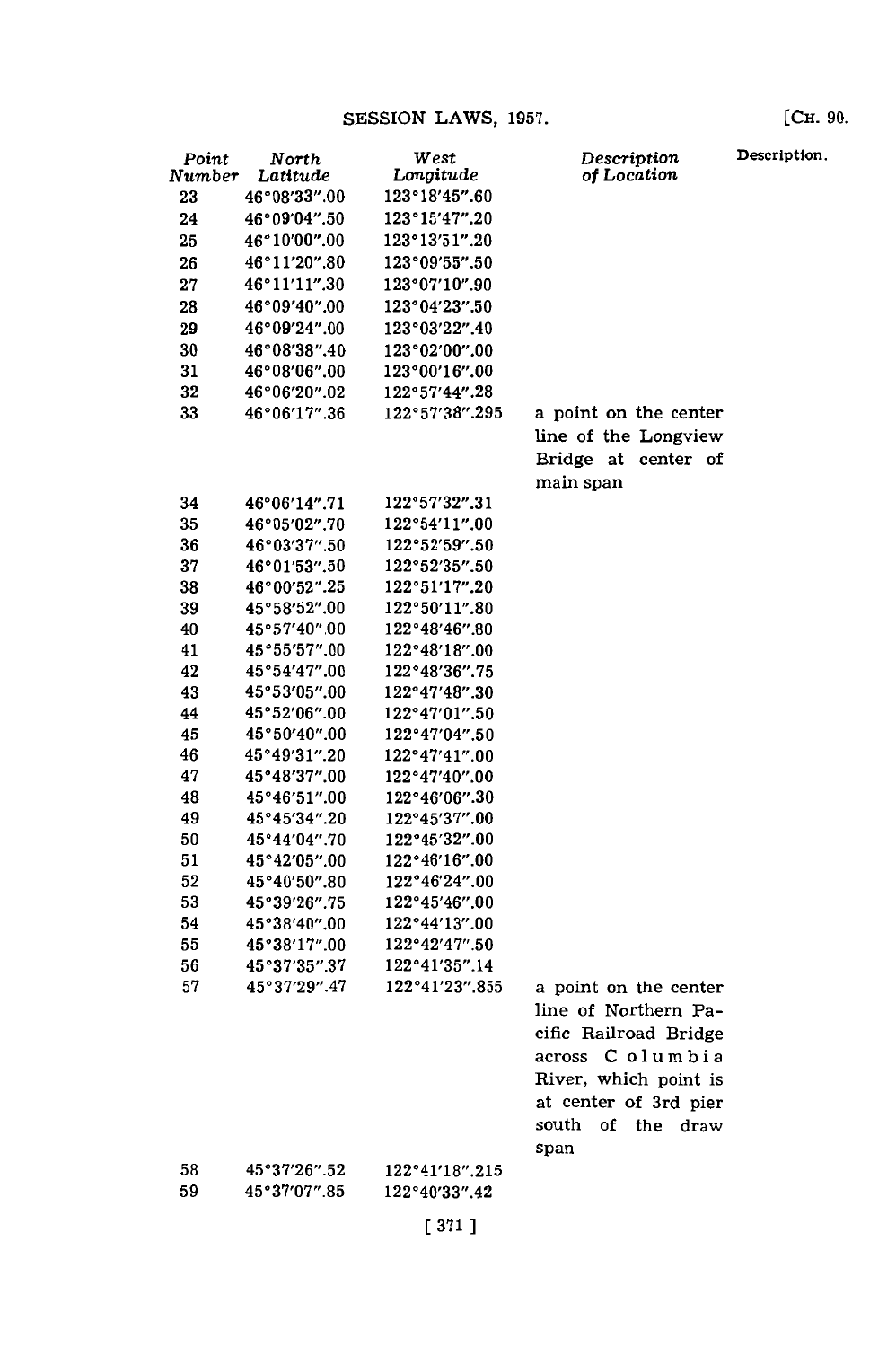| Point Number | North Latitude | West Longitude | Description of Location |
|---|---|---|---|
| 23 | 46°08′33″.00 | 123°18′45″.60 | |
| 24 | 46°09′04″.50 | 123°15′47″.20 | |
| 25 | 46°10′00″.00 | 123°13′51″.20 | |
| 26 | 46°11′20″.80 | 123°09′55″.50 | |
| 27 | 46°11′11″.30 | 123°07′10″.90 | |
| 28 | 46°09′40″.00 | 123°04′23″.50 | |
| 29 | 46°09′24″.00 | 123°03′22″.40 | |
| 30 | 46°08′38″.40 | 123°02′00″.00 | |
| 31 | 46°08′06″.00 | 123°00′16″.00 | |
| 32 | 46°06′20″.02 | 122°57′44″.28 | |
| 33 | 46°06′17″.36 | 122°57′38″.295 | a point on the center line of the Longview Bridge at center of main span |
| 34 | 46°06′14″.71 | 122°57′32″.31 | |
| 35 | 46°05′02″.70 | 122°54′11″.00 | |
| 36 | 46°03′37″.50 | 122°52′59″.50 | |
| 37 | 46°01′53″.50 | 122°52′35″.50 | |
| 38 | 46°00′52″.25 | 122°51′17″.20 | |
| 39 | 45°58′52″.00 | 122°50′11″.80 | |
| 40 | 45°57′40″.00 | 122°48′46″.80 | |
| 41 | 45°55′57″.00 | 122°48′18″.00 | |
| 42 | 45°54′47″.00 | 122°48′36″.75 | |
| 43 | 45°53′05″.00 | 122°47′48″.30 | |
| 44 | 45°52′06″.00 | 122°47′01″.50 | |
| 45 | 45°50′40″.00 | 122°47′04″.50 | |
| 46 | 45°49′31″.20 | 122°47′41″.00 | |
| 47 | 45°48′37″.00 | 122°47′40″.00 | |
| 48 | 45°46′51″.00 | 122°46′06″.30 | |
| 49 | 45°45′34″.20 | 122°45′37″.00 | |
| 50 | 45°44′04″.70 | 122°45′32″.00 | |
| 51 | 45°42′05″.00 | 122°46′16″.00 | |
| 52 | 45°40′50″.80 | 122°46′24″.00 | |
| 53 | 45°39′26″.75 | 122°45′46″.00 | |
| 54 | 45°38′40″.00 | 122°44′13″.00 | |
| 55 | 45°38′17″.00 | 122°42′47″.50 | |
| 56 | 45°37′35″.37 | 122°41′35″.14 | |
| 57 | 45°37′29″.47 | 122°41′23″.855 | a point on the center line of Northern Pacific Railroad Bridge across Columbia River, which point is at center of 3rd pier south of the draw span |
| 58 | 45°37′26″.52 | 122°41′18″.215 | |
| 59 | 45°37′07″.85 | 122°40′33″.42 | |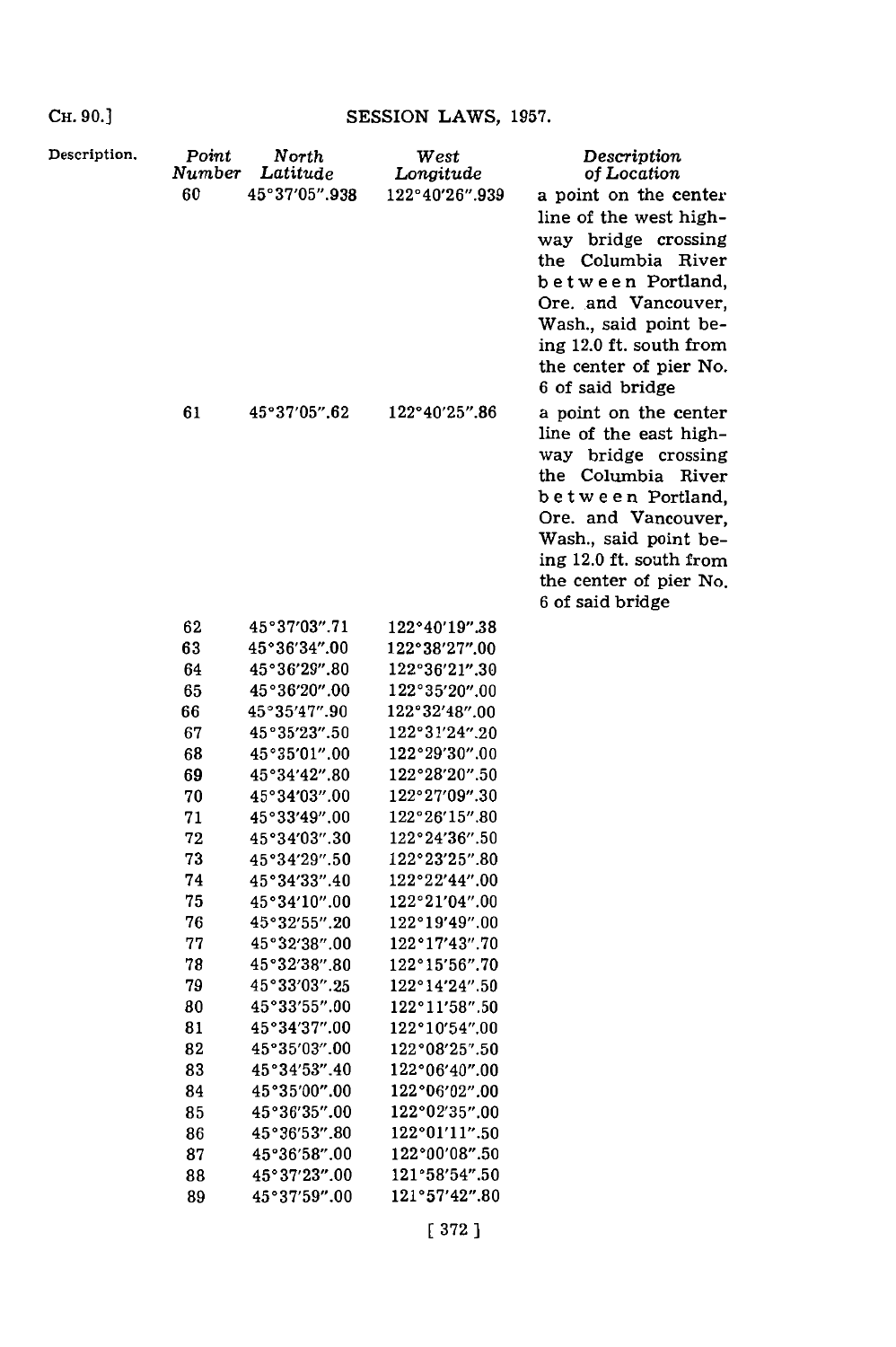Description.

| Point Number | North Latitude | West Longitude | Description of Location |
|---|---|---|---|
| 60 | 45°37'05".938 | 122°40'26".939 | a point on the center line of the west highway bridge crossing the Columbia River between Portland, Ore. and Vancouver, Wash., said point being 12.0 ft. south from the center of pier No. 6 of said bridge |
| 61 | 45°37'05".62 | 122°40'25".86 | a point on the center line of the east highway bridge crossing the Columbia River between Portland, Ore. and Vancouver, Wash., said point being 12.0 ft. south from the center of pier No. 6 of said bridge |
| 62 | 45°37'03".71 | 122°40'19".38 | |
| 63 | 45°36'34".00 | 122°38'27".00 | |
| 64 | 45°36'29".80 | 122°36'21".30 | |
| 65 | 45°36'20".00 | 122°35'20".00 | |
| 66 | 45°35'47".90 | 122°32'48".00 | |
| 67 | 45°35'23".50 | 122°31'24".20 | |
| 68 | 45°35'01".00 | 122°29'30".00 | |
| 69 | 45°34'42".80 | 122°28'20".50 | |
| 70 | 45°34'03".00 | 122°27'09".30 | |
| 71 | 45°33'49".00 | 122°26'15".80 | |
| 72 | 45°34'03".30 | 122°24'36".50 | |
| 73 | 45°34'29".50 | 122°23'25".80 | |
| 74 | 45°34'33".40 | 122°22'44".00 | |
| 75 | 45°34'10".00 | 122°21'04".00 | |
| 76 | 45°32'55".20 | 122°19'49".00 | |
| 77 | 45°32'38".00 | 122°17'43".70 | |
| 78 | 45°32'38".80 | 122°15'56".70 | |
| 79 | 45°33'03".25 | 122°14'24".50 | |
| 80 | 45°33'55".00 | 122°11'58".50 | |
| 81 | 45°34'37".00 | 122°10'54".00 | |
| 82 | 45°35'03".00 | 122°08'25".50 | |
| 83 | 45°34'53".40 | 122°06'40".00 | |
| 84 | 45°35'00".00 | 122°06'02".00 | |
| 85 | 45°36'35".00 | 122°02'35".00 | |
| 86 | 45°36'53".80 | 122°01'11".50 | |
| 87 | 45°36'58".00 | 122°00'08".50 | |
| 88 | 45°37'23".00 | 121°58'54".50 | |
| 89 | 45°37'59".00 | 121°57'42".80 | |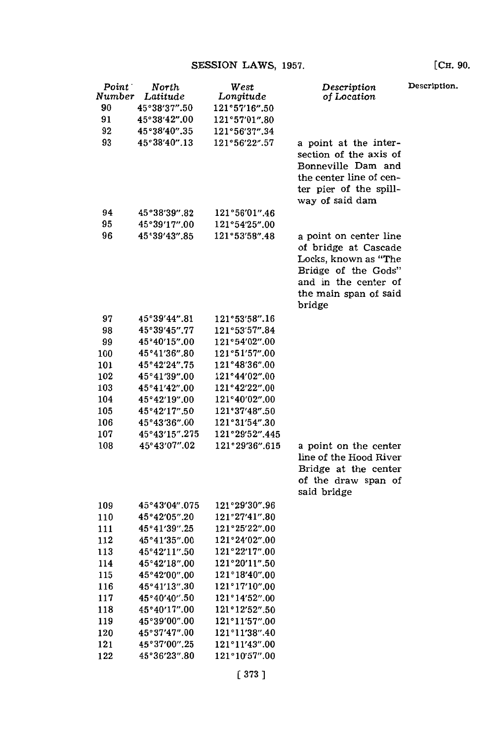| Point Number | North Latitude | West Longitude | Description of Location |
|---|---|---|---|
| 90 | 45°38'37".50 | 121°57'16".50 | |
| 91 | 45°38'42".00 | 121°57'01".80 | |
| 92 | 45°38'40".35 | 121°56'37".34 | |
| 93 | 45°38'40".13 | 121°56'22".57 | a point at the intersection of the axis of Bonneville Dam and the center line of center pier of the spillway of said dam |
| 94 | 45°38'39".82 | 121°56'01".46 | |
| 95 | 45°39'17".00 | 121°54'25".00 | |
| 96 | 45°39'43".85 | 121°53'58".48 | a point on center line of bridge at Cascade Locks, known as "The Bridge of the Gods" and in the center of the main span of said bridge |
| 97 | 45°39'44".81 | 121°53'58".16 | |
| 98 | 45°39'45".77 | 121°53'57".84 | |
| 99 | 45°40'15".00 | 121°54'02".00 | |
| 100 | 45°41'36".80 | 121°51'57".00 | |
| 101 | 45°42'24".75 | 121°48'36".00 | |
| 102 | 45°41'39".00 | 121°44'02".00 | |
| 103 | 45°41'42".00 | 121°42'22".00 | |
| 104 | 45°42'19".00 | 121°40'02".00 | |
| 105 | 45°42'17".50 | 121°37'48".50 | |
| 106 | 45°43'36".00 | 121°31'54".30 | |
| 107 | 45°43'15".275 | 121°29'52".445 | |
| 108 | 45°43'07".02 | 121°29'36".615 | a point on the center line of the Hood River Bridge at the center of the draw span of said bridge |
| 109 | 45°43'04".075 | 121°29'30".96 | |
| 110 | 45°42'05".20 | 121°27'41".80 | |
| 111 | 45°41'39".25 | 121°25'22".00 | |
| 112 | 45°41'35".00 | 121°24'02".00 | |
| 113 | 45°42'11".50 | 121°22'17".00 | |
| 114 | 45°42'18".00 | 121°20'11".50 | |
| 115 | 45°42'00".00 | 121°18'40".00 | |
| 116 | 45°41'13".30 | 121°17'10".00 | |
| 117 | 45°40'40".50 | 121°14'52".00 | |
| 118 | 45°40'17".00 | 121°12'52".50 | |
| 119 | 45°39'00".00 | 121°11'57".00 | |
| 120 | 45°37'47".00 | 121°11'38".40 | |
| 121 | 45°37'00".25 | 121°11'43".00 | |
| 122 | 45°36'23".80 | 121°10'57".00 | |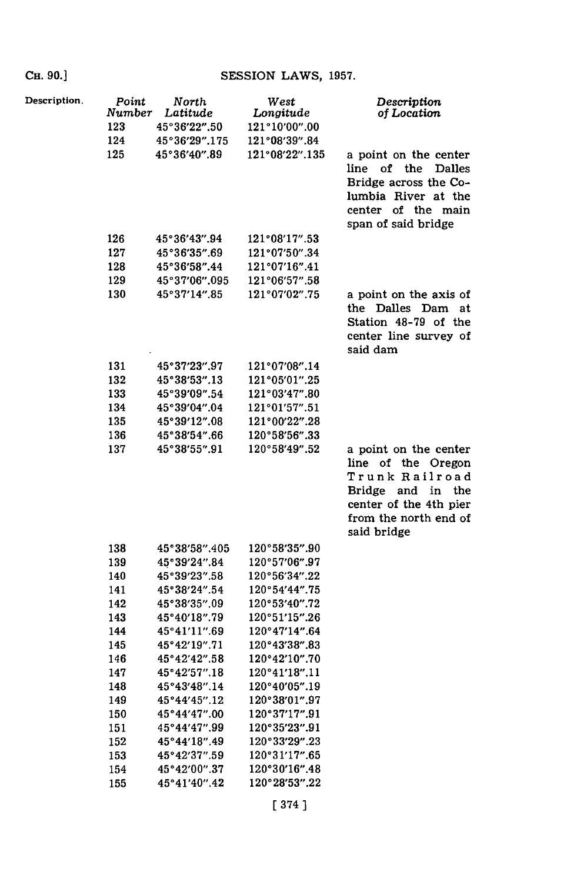Description.

| Point Number | North Latitude | West Longitude | Description of Location |
|---|---|---|---|
| 123 | 45°36'22".50 | 121°10'00".00 | |
| 124 | 45°36'29".175 | 121°08'39".84 | |
| 125 | 45°36'40".89 | 121°08'22".135 | a point on the center line of the Dalles Bridge across the Columbia River at the center of the main span of said bridge |
| 126 | 45°36'43".94 | 121°08'17".53 | |
| 127 | 45°36'35".69 | 121°07'50".34 | |
| 128 | 45°36'58".44 | 121°07'16".41 | |
| 129 | 45°37'06".095 | 121°06'57".58 | |
| 130 | 45°37'14".85 | 121°07'02".75 | a point on the axis of the Dalles Dam at Station 48-79 of the center line survey of said dam |
| 131 | 45°37'23".97 | 121°07'08".14 | |
| 132 | 45°38'53".13 | 121°05'01".25 | |
| 133 | 45°39'09".54 | 121°03'47".80 | |
| 134 | 45°39'04".04 | 121°01'57".51 | |
| 135 | 45°39'12".08 | 121°00'22".28 | |
| 136 | 45°38'54".66 | 120°58'56".33 | |
| 137 | 45°38'55".91 | 120°58'49".52 | a point on the center line of the Oregon Trunk Railroad Bridge and in the center of the 4th pier from the north end of said bridge |
| 138 | 45°38'58".405 | 120°58'35".90 | |
| 139 | 45°39'24".84 | 120°57'06".97 | |
| 140 | 45°39'23".58 | 120°56'34".22 | |
| 141 | 45°38'24".54 | 120°54'44".75 | |
| 142 | 45°38'35".09 | 120°53'40".72 | |
| 143 | 45°40'18".79 | 120°51'15".26 | |
| 144 | 45°41'11".69 | 120°47'14".64 | |
| 145 | 45°42'19".71 | 120°43'38".83 | |
| 146 | 45°42'42".58 | 120°42'10".70 | |
| 147 | 45°42'57".18 | 120°41'18".11 | |
| 148 | 45°43'48".14 | 120°40'05".19 | |
| 149 | 45°44'45".12 | 120°38'01".97 | |
| 150 | 45°44'47".00 | 120°37'17".91 | |
| 151 | 45°44'47".99 | 120°35'23".91 | |
| 152 | 45°44'18".49 | 120°33'29".23 | |
| 153 | 45°42'37".59 | 120°31'17".65 | |
| 154 | 45°42'00".37 | 120°30'16".48 | |
| 155 | 45°41'40".42 | 120°28'53".22 | |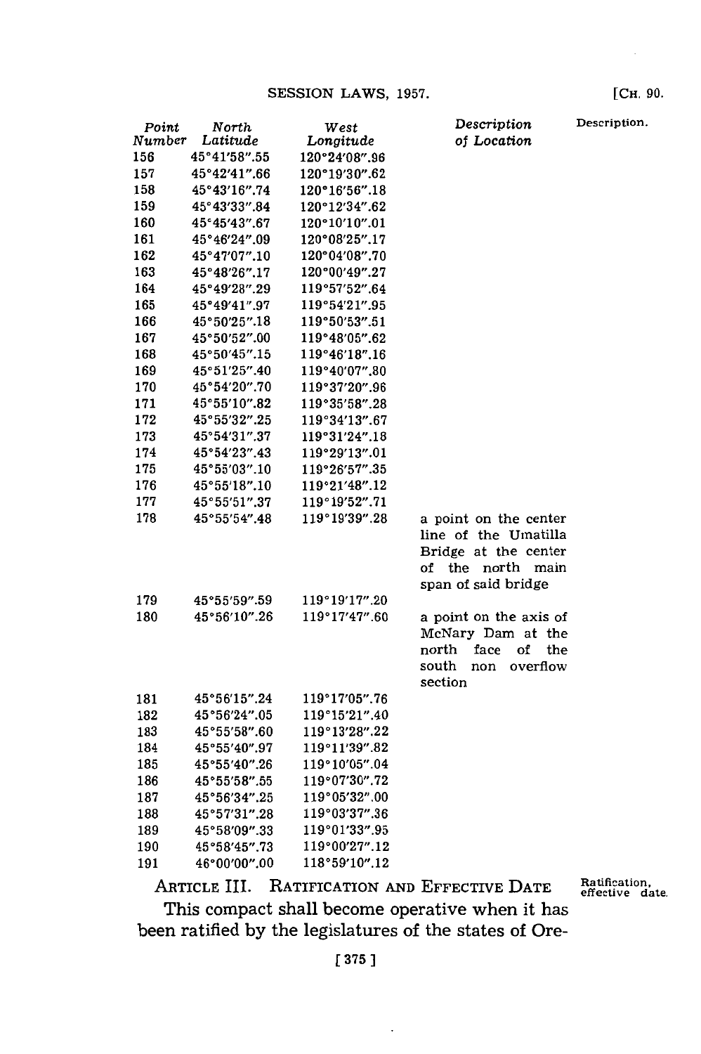| Point Number | North Latitude | West Longitude | Description of Location |
|---|---|---|---|
| 156 | 45°41'58".55 | 120°24'08".96 | |
| 157 | 45°42'41".66 | 120°19'30".62 | |
| 158 | 45°43'16".74 | 120°16'56".18 | |
| 159 | 45°43'33".84 | 120°12'34".62 | |
| 160 | 45°45'43".67 | 120°10'10".01 | |
| 161 | 45°46'24".09 | 120°08'25".17 | |
| 162 | 45°47'07".10 | 120°04'08".70 | |
| 163 | 45°48'26".17 | 120°00'49".27 | |
| 164 | 45°49'28".29 | 119°57'52".64 | |
| 165 | 45°49'41".97 | 119°54'21".95 | |
| 166 | 45°50'25".18 | 119°50'53".51 | |
| 167 | 45°50'52".00 | 119°48'05".62 | |
| 168 | 45°50'45".15 | 119°46'18".16 | |
| 169 | 45°51'25".40 | 119°40'07".80 | |
| 170 | 45°54'20".70 | 119°37'20".96 | |
| 171 | 45°55'10".82 | 119°35'58".28 | |
| 172 | 45°55'32".25 | 119°34'13".67 | |
| 173 | 45°54'31".37 | 119°31'24".18 | |
| 174 | 45°54'23".43 | 119°29'13".01 | |
| 175 | 45°55'03".10 | 119°26'57".35 | |
| 176 | 45°55'18".10 | 119°21'48".12 | |
| 177 | 45°55'51".37 | 119°19'52".71 | |
| 178 | 45°55'54".48 | 119°19'39".28 | a point on the center line of the Umatilla Bridge at the center of the north main span of said bridge |
| 179 | 45°55'59".59 | 119°19'17".20 | |
| 180 | 45°56'10".26 | 119°17'47".60 | a point on the axis of McNary Dam at the north face of the south non overflow section |
| 181 | 45°56'15".24 | 119°17'05".76 | |
| 182 | 45°56'24".05 | 119°15'21".40 | |
| 183 | 45°55'58".60 | 119°13'28".22 | |
| 184 | 45°55'40".97 | 119°11'39".82 | |
| 185 | 45°55'40".26 | 119°10'05".04 | |
| 186 | 45°55'58".55 | 119°07'30".72 | |
| 187 | 45°56'34".25 | 119°05'32".00 | |
| 188 | 45°57'31".28 | 119°03'37".36 | |
| 189 | 45°58'09".33 | 119°01'33".95 | |
| 190 | 45°58'45".73 | 119°00'27".12 | |
| 191 | 46°00'00".00 | 118°59'10".12 | |

## ARTICLE III. RATIFICATION AND EFFECTIVE DATE

Ratification, effective date.

This compact shall become operative when it has been ratified by the legislatures of the states of Ore-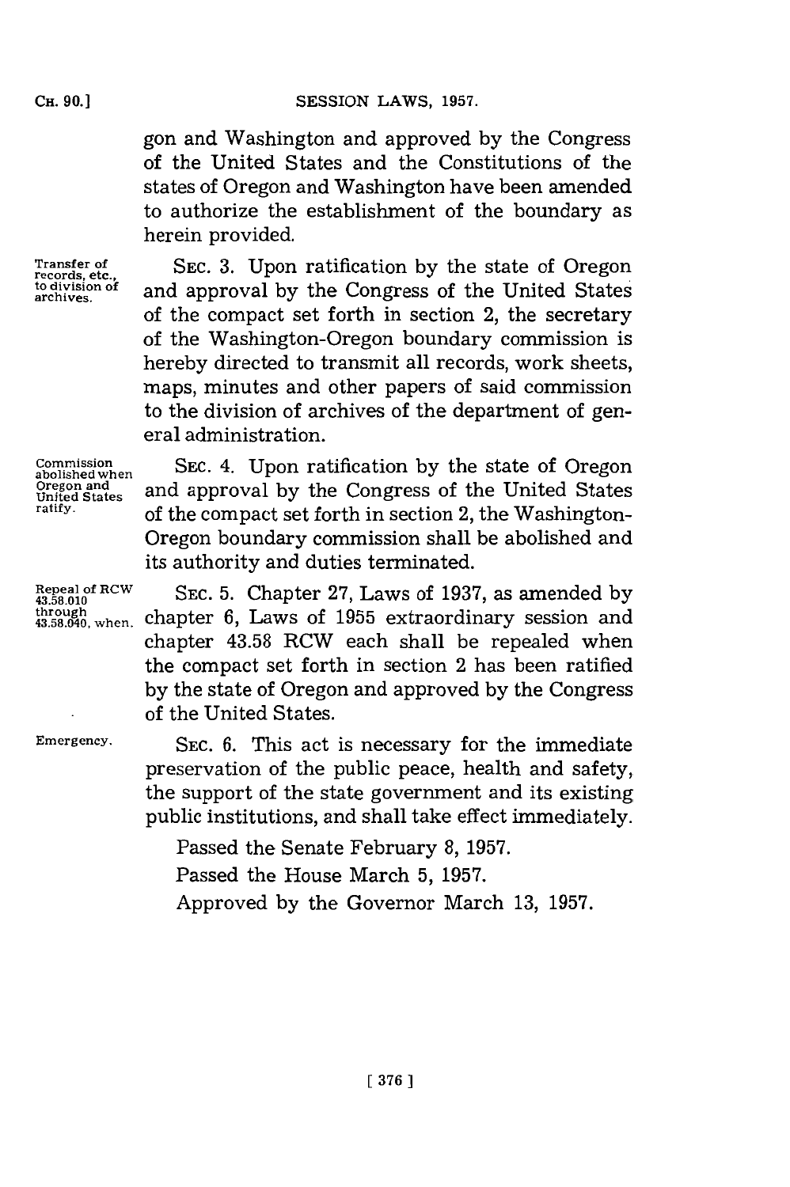gon and Washington and approved by the Congress of the United States and the Constitutions of the states of Oregon and Washington have been amended to authorize the establishment of the boundary as herein provided.

Transfer of records, etc., to division of archives.

SEC. 3. Upon ratification by the state of Oregon and approval by the Congress of the United States of the compact set forth in section 2, the secretary of the Washington-Oregon boundary commission is hereby directed to transmit all records, work sheets, maps, minutes and other papers of said commission to the division of archives of the department of general administration.

Commission abolished when Oregon and United States ratify.

SEC. 4. Upon ratification by the state of Oregon and approval by the Congress of the United States of the compact set forth in section 2, the Washington-Oregon boundary commission shall be abolished and its authority and duties terminated.

Repeal of RCW 43.58.010 through 43.58.040, when.

SEC. 5. Chapter 27, Laws of 1937, as amended by chapter 6, Laws of 1955 extraordinary session and chapter 43.58 RCW each shall be repealed when the compact set forth in section 2 has been ratified by the state of Oregon and approved by the Congress of the United States.

Emergency.

SEC. 6. This act is necessary for the immediate preservation of the public peace, health and safety, the support of the state government and its existing public institutions, and shall take effect immediately.

Passed the Senate February 8, 1957.

Passed the House March 5, 1957.

Approved by the Governor March 13, 1957.